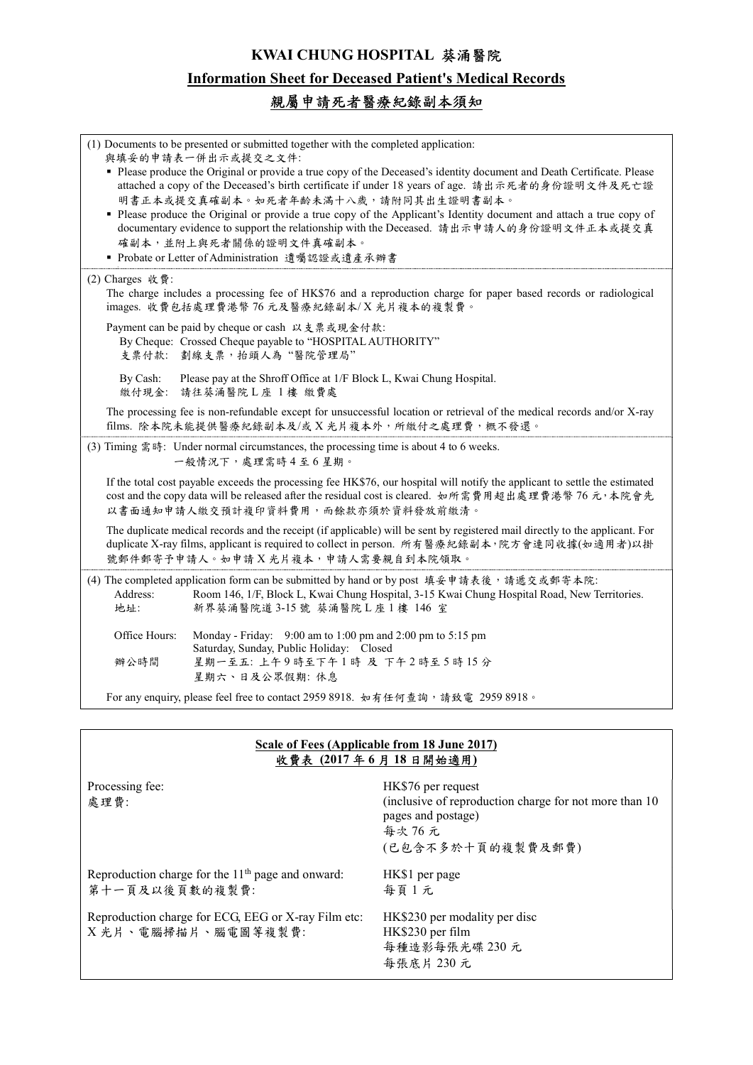# KWAI CHUNG HOSPITAL 葵涌醫院

## Information Sheet for Deceased Patient's Medical Records

## 親屬申請死者醫療紀錄副本須知

(1) Documents to be presented or submitted together with the completed application:
與填妥的申請表一併出示或提交之文件:

- Please produce the Original or provide a true copy of the Deceased's identity document and Death Certificate. Please attached a copy of the Deceased's birth certificate if under 18 years of age. 請出示死者的身份證明文件及死亡證明書正本或提交真確副本。如死者年齡未滿十八歲，請附同其出生證明書副本。
- Please produce the Original or provide a true copy of the Applicant's Identity document and attach a true copy of documentary evidence to support the relationship with the Deceased. 請出示申請人的身份證明文件正本或提交真確副本，並附上與死者關係的證明文件真確副本。
- Probate or Letter of Administration 遺囑認證或遺產承辦書

(2) Charges 收費:

The charge includes a processing fee of HK$76 and a reproduction charge for paper based records or radiological images. 收費包括處理費港幣 76 元及醫療紀錄副本/ X 光片複本的複製費。

Payment can be paid by cheque or cash 以支票或現金付款:

By Cheque: Crossed Cheque payable to "HOSPITAL AUTHORITY"
支票付款: 劃線支票，抬頭人為"醫院管理局"

By Cash: Please pay at the Shroff Office at 1/F Block L, Kwai Chung Hospital.
繳付現金: 請往葵涌醫院 L 座 1 樓 繳費處

The processing fee is non-refundable except for unsuccessful location or retrieval of the medical records and/or X-ray films. 除本院未能提供醫療紀錄副本及/或 X 光片複本外，所繳付之處理費，概不發還。

(3) Timing 需時: Under normal circumstances, the processing time is about 4 to 6 weeks.
一般情況下，處理需時 4 至 6 星期。

If the total cost payable exceeds the processing fee HK$76, our hospital will notify the applicant to settle the estimated cost and the copy data will be released after the residual cost is cleared. 如所需費用超出處理費港幣 76 元，本院會先以書面通知申請人繳交預計複印資料費用，而餘款亦須於資料發放前繳清。

The duplicate medical records and the receipt (if applicable) will be sent by registered mail directly to the applicant. For duplicate X-ray films, applicant is required to collect in person. 所有醫療紀錄副本，院方會連同收據(如適用者)以掛號郵件郵寄予申請人。如申請 X 光片複本，申請人需要親自到本院領取。

(4) The completed application form can be submitted by hand or by post 填妥申請表後，請遞交或郵寄本院:

Address: Room 146, 1/F, Block L, Kwai Chung Hospital, 3-15 Kwai Chung Hospital Road, New Territories.
地址: 新界葵涌醫院道 3-15 號 葵涌醫院 L 座 1 樓 146 室

Office Hours: Monday - Friday: 9:00 am to 1:00 pm and 2:00 pm to 5:15 pm
Saturday, Sunday, Public Holiday: Closed
辦公時間 星期一至五: 上午 9 時至下午 1 時 及 下午 2 時至 5 時 15 分
星期六、日及公眾假期: 休息

For any enquiry, please feel free to contact 2959 8918. 如有任何查詢，請致電 2959 8918。

### Scale of Fees (Applicable from 18 June 2017)
### 收費表 (2017 年 6 月 18 日開始適用)

| | |
|---|---|
| Processing fee:<br>處理費: | HK$76 per request<br>(inclusive of reproduction charge for not more than 10 pages and postage)<br>每次 76 元<br>(已包含不多於十頁的複製費及郵費) |
| Reproduction charge for the 11th page and onward:<br>第十一頁及以後頁數的複製費: | HK$1 per page<br>每頁 1 元 |
| Reproduction charge for ECG, EEG or X-ray Film etc:<br>X 光片、電腦掃描片、腦電圖等複製費: | HK$230 per modality per disc<br>HK$230 per film<br>每種造影每張光碟 230 元<br>每張底片 230 元 |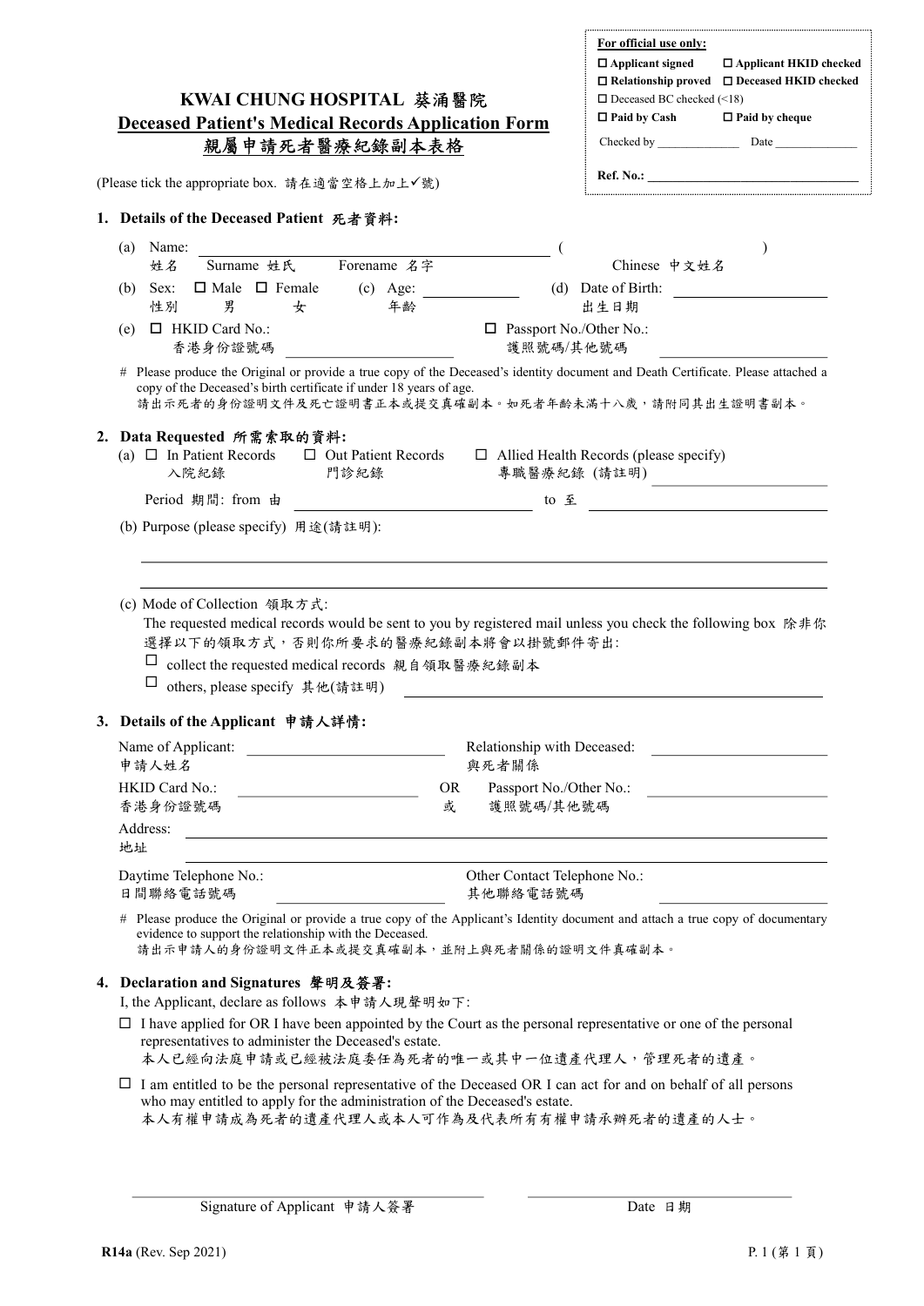| For official use only: | |
| --- | --- |
| ☐ Applicant signed | ☐ Applicant HKID checked |
| ☐ Relationship proved | ☐ Deceased HKID checked |
| ☐ Deceased BC checked (<18) | |
| ☐ Paid by Cash | ☐ Paid by cheque |
| Checked by ______________ | Date ______________ |
| Ref. No.: | |

# KWAI CHUNG HOSPITAL 葵涌醫院

## Deceased Patient's Medical Records Application Form

## 親屬申請死者醫療紀錄副本表格

(Please tick the appropriate box. 請在適當空格上加上✓號)

### 1. Details of the Deceased Patient 死者資料:

(a) Name: ______________________________ ( ______________ )
姓名 Surname 姓氏 Forename 名字 Chinese 中文姓名

(b) Sex: ☐ Male ☐ Female (c) Age: ______________ (d) Date of Birth: ______________
性別 男 女 年齡 出生日期

(e) ☐ HKID Card No.: ______________ ☐ Passport No./Other No.: ______________
香港身份證號碼 護照號碼/其他號碼

\# Please produce the Original or provide a true copy of the Deceased's identity document and Death Certificate. Please attached a copy of the Deceased's birth certificate if under 18 years of age.
請出示死者的身份證明文件及死亡證明書正本或提交真確副本。如死者年齡未滿十八歲，請附同其出生證明書副本。

### 2. Data Requested 所需索取的資料:

(a) ☐ In Patient Records ☐ Out Patient Records ☐ Allied Health Records (please specify) ______________
入院紀錄 門診紀錄 專職醫療紀錄 (請註明)

Period 期間: from 由 ______________ to 至 ______________

(b) Purpose (please specify) 用途(請註明):

______________________________

______________________________

(c) Mode of Collection 領取方式:

The requested medical records would be sent to you by registered mail unless you check the following box 除非你選擇以下的領取方式，否則你所要求的醫療紀錄副本將會以掛號郵件寄出:

☐ collect the requested medical records 親自領取醫療紀錄副本

☐ others, please specify 其他(請註明) ______________________________

### 3. Details of the Applicant 申請人詳情:

Name of Applicant: ______________ Relationship with Deceased: ______________
申請人姓名 與死者關係

HKID Card No.: ______________ OR Passport No./Other No.: ______________
香港身份證號碼 或 護照號碼/其他號碼

Address: ______________________________
地址

______________________________

Daytime Telephone No.: ______________ Other Contact Telephone No.: ______________
日間聯絡電話號碼 其他聯絡電話號碼

\# Please produce the Original or provide a true copy of the Applicant's Identity document and attach a true copy of documentary evidence to support the relationship with the Deceased.
請出示申請人的身份證明文件正本或提交真確副本，並附上與死者關係的證明文件真確副本。

### 4. Declaration and Signatures 聲明及簽署:

I, the Applicant, declare as follows 本申請人現聲明如下:

☐ I have applied for OR I have been appointed by the Court as the personal representative or one of the personal representatives to administer the Deceased's estate.
本人已經向法庭申請或已經被法庭委任為死者的唯一或其中一位遺產代理人，管理死者的遺產。

☐ I am entitled to be the personal representative of the Deceased OR I can act for and on behalf of all persons who may entitled to apply for the administration of the Deceased's estate.
本人有權申請成為死者的遺產代理人或本人可作為及代表所有有權申請承辦死者的遺產的人士。

______________________________ ______________________________
Signature of Applicant 申請人簽署 Date 日期

**R14a** (Rev. Sep 2021)